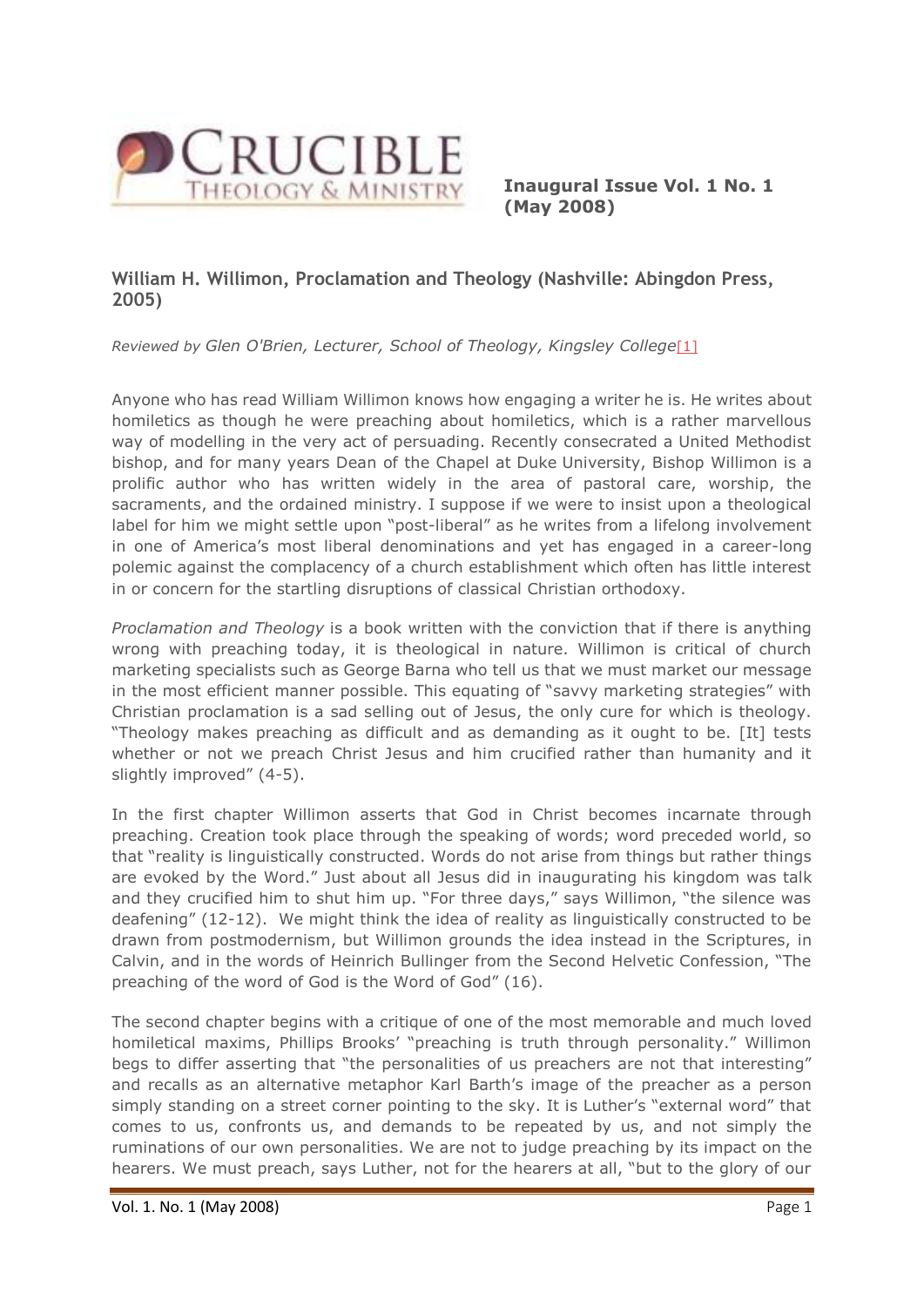**Inaugural Issue Vol. 1 No. 1 (May 2008)**

## William H. Willimon, Proclamation and Theology (Nashville: Abingdon Press, 2005)

*Reviewed by Glen O'Brien, Lecturer, School of Theology, Kingsley College*[1]

Anyone who has read William Willimon knows how engaging a writer he is. He writes about homiletics as though he were preaching about homiletics, which is a rather marvellous way of modelling in the very act of persuading. Recently consecrated a United Methodist bishop, and for many years Dean of the Chapel at Duke University, Bishop Willimon is a prolific author who has written widely in the area of pastoral care, worship, the sacraments, and the ordained ministry. I suppose if we were to insist upon a theological label for him we might settle upon "post-liberal" as he writes from a lifelong involvement in one of America's most liberal denominations and yet has engaged in a career-long polemic against the complacency of a church establishment which often has little interest in or concern for the startling disruptions of classical Christian orthodoxy.

*Proclamation and Theology* is a book written with the conviction that if there is anything wrong with preaching today, it is theological in nature. Willimon is critical of church marketing specialists such as George Barna who tell us that we must market our message in the most efficient manner possible. This equating of "savvy marketing strategies" with Christian proclamation is a sad selling out of Jesus, the only cure for which is theology. "Theology makes preaching as difficult and as demanding as it ought to be. [It] tests whether or not we preach Christ Jesus and him crucified rather than humanity and it slightly improved" (4-5).

In the first chapter Willimon asserts that God in Christ becomes incarnate through preaching. Creation took place through the speaking of words; word preceded world, so that "reality is linguistically constructed. Words do not arise from things but rather things are evoked by the Word." Just about all Jesus did in inaugurating his kingdom was talk and they crucified him to shut him up. "For three days," says Willimon, "the silence was deafening" (12-12). We might think the idea of reality as linguistically constructed to be drawn from postmodernism, but Willimon grounds the idea instead in the Scriptures, in Calvin, and in the words of Heinrich Bullinger from the Second Helvetic Confession, "The preaching of the word of God is the Word of God" (16).

The second chapter begins with a critique of one of the most memorable and much loved homiletical maxims, Phillips Brooks' "preaching is truth through personality." Willimon begs to differ asserting that "the personalities of us preachers are not that interesting" and recalls as an alternative metaphor Karl Barth's image of the preacher as a person simply standing on a street corner pointing to the sky. It is Luther's "external word" that comes to us, confronts us, and demands to be repeated by us, and not simply the ruminations of our own personalities. We are not to judge preaching by its impact on the hearers. We must preach, says Luther, not for the hearers at all, "but to the glory of our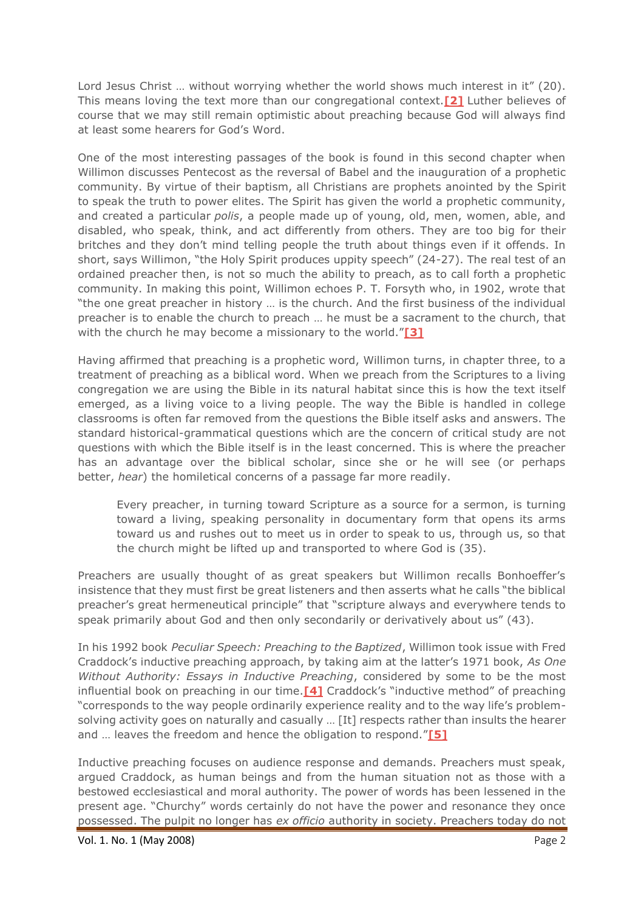Lord Jesus Christ … without worrying whether the world shows much interest in it" (20). This means loving the text more than our congregational context.**[2]** Luther believes of course that we may still remain optimistic about preaching because God will always find at least some hearers for God's Word.

One of the most interesting passages of the book is found in this second chapter when Willimon discusses Pentecost as the reversal of Babel and the inauguration of a prophetic community. By virtue of their baptism, all Christians are prophets anointed by the Spirit to speak the truth to power elites. The Spirit has given the world a prophetic community, and created a particular *polis*, a people made up of young, old, men, women, able, and disabled, who speak, think, and act differently from others. They are too big for their britches and they don't mind telling people the truth about things even if it offends. In short, says Willimon, "the Holy Spirit produces uppity speech" (24-27). The real test of an ordained preacher then, is not so much the ability to preach, as to call forth a prophetic community. In making this point, Willimon echoes P. T. Forsyth who, in 1902, wrote that "the one great preacher in history … is the church. And the first business of the individual preacher is to enable the church to preach … he must be a sacrament to the church, that with the church he may become a missionary to the world."**[3]**

Having affirmed that preaching is a prophetic word, Willimon turns, in chapter three, to a treatment of preaching as a biblical word. When we preach from the Scriptures to a living congregation we are using the Bible in its natural habitat since this is how the text itself emerged, as a living voice to a living people. The way the Bible is handled in college classrooms is often far removed from the questions the Bible itself asks and answers. The standard historical-grammatical questions which are the concern of critical study are not questions with which the Bible itself is in the least concerned. This is where the preacher has an advantage over the biblical scholar, since she or he will see (or perhaps better, *hear*) the homiletical concerns of a passage far more readily.

> Every preacher, in turning toward Scripture as a source for a sermon, is turning toward a living, speaking personality in documentary form that opens its arms toward us and rushes out to meet us in order to speak to us, through us, so that the church might be lifted up and transported to where God is (35).

Preachers are usually thought of as great speakers but Willimon recalls Bonhoeffer's insistence that they must first be great listeners and then asserts what he calls "the biblical preacher's great hermeneutical principle" that "scripture always and everywhere tends to speak primarily about God and then only secondarily or derivatively about us" (43).

In his 1992 book *Peculiar Speech: Preaching to the Baptized*, Willimon took issue with Fred Craddock's inductive preaching approach, by taking aim at the latter's 1971 book, *As One Without Authority: Essays in Inductive Preaching*, considered by some to be the most influential book on preaching in our time.**[4]** Craddock's "inductive method" of preaching "corresponds to the way people ordinarily experience reality and to the way life's problem-solving activity goes on naturally and casually … [It] respects rather than insults the hearer and … leaves the freedom and hence the obligation to respond."**[5]**

Inductive preaching focuses on audience response and demands. Preachers must speak, argued Craddock, as human beings and from the human situation not as those with a bestowed ecclesiastical and moral authority. The power of words has been lessened in the present age. "Churchy" words certainly do not have the power and resonance they once possessed. The pulpit no longer has *ex officio* authority in society. Preachers today do not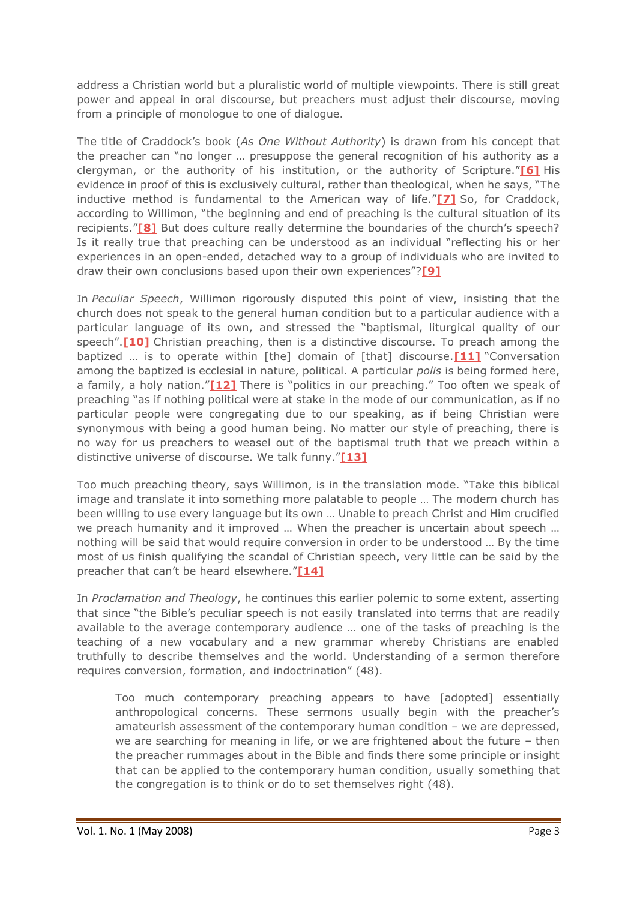address a Christian world but a pluralistic world of multiple viewpoints. There is still great power and appeal in oral discourse, but preachers must adjust their discourse, moving from a principle of monologue to one of dialogue.

The title of Craddock's book (*As One Without Authority*) is drawn from his concept that the preacher can "no longer … presuppose the general recognition of his authority as a clergyman, or the authority of his institution, or the authority of Scripture."**[6]** His evidence in proof of this is exclusively cultural, rather than theological, when he says, "The inductive method is fundamental to the American way of life."**[7]** So, for Craddock, according to Willimon, "the beginning and end of preaching is the cultural situation of its recipients."**[8]** But does culture really determine the boundaries of the church's speech? Is it really true that preaching can be understood as an individual "reflecting his or her experiences in an open-ended, detached way to a group of individuals who are invited to draw their own conclusions based upon their own experiences"?**[9]**

In *Peculiar Speech*, Willimon rigorously disputed this point of view, insisting that the church does not speak to the general human condition but to a particular audience with a particular language of its own, and stressed the "baptismal, liturgical quality of our speech".**[10]** Christian preaching, then is a distinctive discourse. To preach among the baptized … is to operate within [the] domain of [that] discourse.**[11]** "Conversation among the baptized is ecclesial in nature, political. A particular *polis* is being formed here, a family, a holy nation."**[12]** There is "politics in our preaching." Too often we speak of preaching "as if nothing political were at stake in the mode of our communication, as if no particular people were congregating due to our speaking, as if being Christian were synonymous with being a good human being. No matter our style of preaching, there is no way for us preachers to weasel out of the baptismal truth that we preach within a distinctive universe of discourse. We talk funny."**[13]**

Too much preaching theory, says Willimon, is in the translation mode. "Take this biblical image and translate it into something more palatable to people … The modern church has been willing to use every language but its own … Unable to preach Christ and Him crucified we preach humanity and it improved … When the preacher is uncertain about speech … nothing will be said that would require conversion in order to be understood … By the time most of us finish qualifying the scandal of Christian speech, very little can be said by the preacher that can't be heard elsewhere."**[14]**

In *Proclamation and Theology*, he continues this earlier polemic to some extent, asserting that since "the Bible's peculiar speech is not easily translated into terms that are readily available to the average contemporary audience … one of the tasks of preaching is the teaching of a new vocabulary and a new grammar whereby Christians are enabled truthfully to describe themselves and the world. Understanding of a sermon therefore requires conversion, formation, and indoctrination" (48).

> Too much contemporary preaching appears to have [adopted] essentially anthropological concerns. These sermons usually begin with the preacher's amateurish assessment of the contemporary human condition – we are depressed, we are searching for meaning in life, or we are frightened about the future – then the preacher rummages about in the Bible and finds there some principle or insight that can be applied to the contemporary human condition, usually something that the congregation is to think or do to set themselves right (48).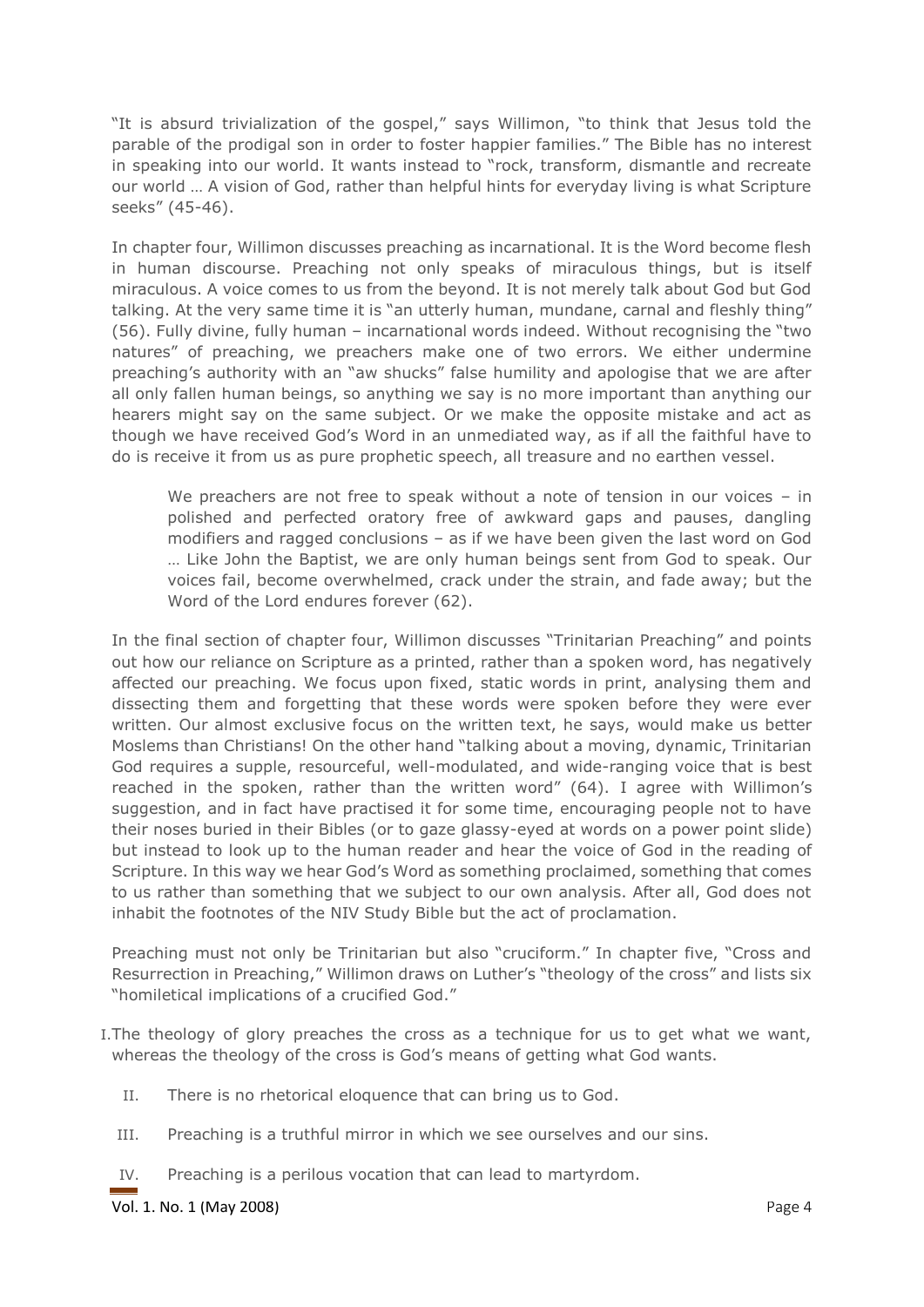"It is absurd trivialization of the gospel," says Willimon, "to think that Jesus told the parable of the prodigal son in order to foster happier families." The Bible has no interest in speaking into our world. It wants instead to "rock, transform, dismantle and recreate our world … A vision of God, rather than helpful hints for everyday living is what Scripture seeks" (45-46).

In chapter four, Willimon discusses preaching as incarnational. It is the Word become flesh in human discourse. Preaching not only speaks of miraculous things, but is itself miraculous. A voice comes to us from the beyond. It is not merely talk about God but God talking. At the very same time it is "an utterly human, mundane, carnal and fleshly thing" (56). Fully divine, fully human – incarnational words indeed. Without recognising the "two natures" of preaching, we preachers make one of two errors. We either undermine preaching's authority with an "aw shucks" false humility and apologise that we are after all only fallen human beings, so anything we say is no more important than anything our hearers might say on the same subject. Or we make the opposite mistake and act as though we have received God's Word in an unmediated way, as if all the faithful have to do is receive it from us as pure prophetic speech, all treasure and no earthen vessel.

> We preachers are not free to speak without a note of tension in our voices – in polished and perfected oratory free of awkward gaps and pauses, dangling modifiers and ragged conclusions – as if we have been given the last word on God … Like John the Baptist, we are only human beings sent from God to speak. Our voices fail, become overwhelmed, crack under the strain, and fade away; but the Word of the Lord endures forever (62).

In the final section of chapter four, Willimon discusses "Trinitarian Preaching" and points out how our reliance on Scripture as a printed, rather than a spoken word, has negatively affected our preaching. We focus upon fixed, static words in print, analysing them and dissecting them and forgetting that these words were spoken before they were ever written. Our almost exclusive focus on the written text, he says, would make us better Moslems than Christians! On the other hand "talking about a moving, dynamic, Trinitarian God requires a supple, resourceful, well-modulated, and wide-ranging voice that is best reached in the spoken, rather than the written word" (64). I agree with Willimon's suggestion, and in fact have practised it for some time, encouraging people not to have their noses buried in their Bibles (or to gaze glassy-eyed at words on a power point slide) but instead to look up to the human reader and hear the voice of God in the reading of Scripture. In this way we hear God's Word as something proclaimed, something that comes to us rather than something that we subject to our own analysis. After all, God does not inhabit the footnotes of the NIV Study Bible but the act of proclamation.

Preaching must not only be Trinitarian but also "cruciform." In chapter five, "Cross and Resurrection in Preaching," Willimon draws on Luther's "theology of the cross" and lists six "homiletical implications of a crucified God."

I. The theology of glory preaches the cross as a technique for us to get what we want, whereas the theology of the cross is God's means of getting what God wants.

II. There is no rhetorical eloquence that can bring us to God.

III. Preaching is a truthful mirror in which we see ourselves and our sins.

IV. Preaching is a perilous vocation that can lead to martyrdom.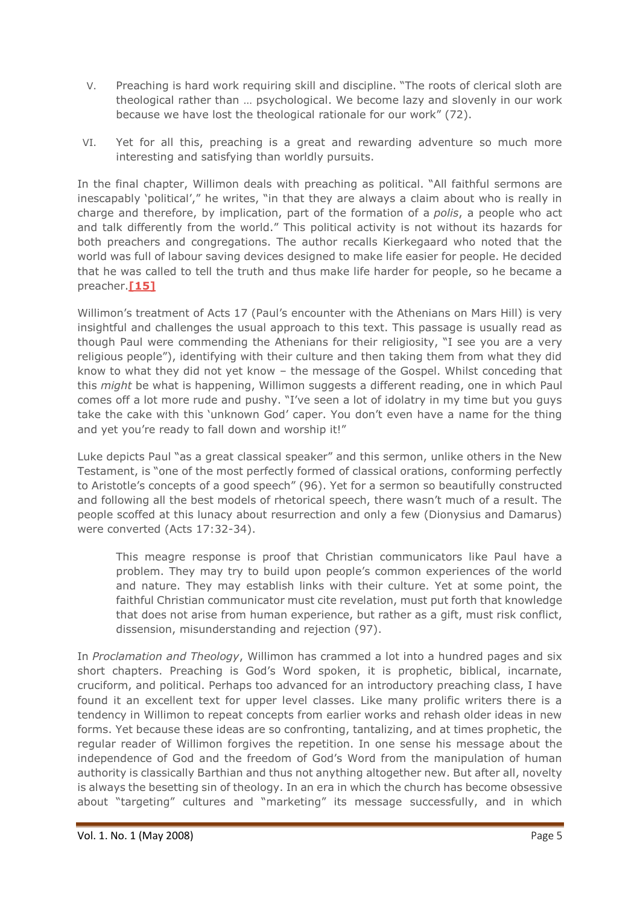V. Preaching is hard work requiring skill and discipline. "The roots of clerical sloth are theological rather than … psychological. We become lazy and slovenly in our work because we have lost the theological rationale for our work" (72).

VI. Yet for all this, preaching is a great and rewarding adventure so much more interesting and satisfying than worldly pursuits.

In the final chapter, Willimon deals with preaching as political. "All faithful sermons are inescapably 'political'," he writes, "in that they are always a claim about who is really in charge and therefore, by implication, part of the formation of a *polis*, a people who act and talk differently from the world." This political activity is not without its hazards for both preachers and congregations. The author recalls Kierkegaard who noted that the world was full of labour saving devices designed to make life easier for people. He decided that he was called to tell the truth and thus make life harder for people, so he became a preacher.**[15]**

Willimon's treatment of Acts 17 (Paul's encounter with the Athenians on Mars Hill) is very insightful and challenges the usual approach to this text. This passage is usually read as though Paul were commending the Athenians for their religiosity, "I see you are a very religious people"), identifying with their culture and then taking them from what they did know to what they did not yet know – the message of the Gospel. Whilst conceding that this *might* be what is happening, Willimon suggests a different reading, one in which Paul comes off a lot more rude and pushy. "I've seen a lot of idolatry in my time but you guys take the cake with this 'unknown God' caper. You don't even have a name for the thing and yet you're ready to fall down and worship it!"

Luke depicts Paul "as a great classical speaker" and this sermon, unlike others in the New Testament, is "one of the most perfectly formed of classical orations, conforming perfectly to Aristotle's concepts of a good speech" (96). Yet for a sermon so beautifully constructed and following all the best models of rhetorical speech, there wasn't much of a result. The people scoffed at this lunacy about resurrection and only a few (Dionysius and Damarus) were converted (Acts 17:32-34).

> This meagre response is proof that Christian communicators like Paul have a problem. They may try to build upon people's common experiences of the world and nature. They may establish links with their culture. Yet at some point, the faithful Christian communicator must cite revelation, must put forth that knowledge that does not arise from human experience, but rather as a gift, must risk conflict, dissension, misunderstanding and rejection (97).

In *Proclamation and Theology*, Willimon has crammed a lot into a hundred pages and six short chapters. Preaching is God's Word spoken, it is prophetic, biblical, incarnate, cruciform, and political. Perhaps too advanced for an introductory preaching class, I have found it an excellent text for upper level classes. Like many prolific writers there is a tendency in Willimon to repeat concepts from earlier works and rehash older ideas in new forms. Yet because these ideas are so confronting, tantalizing, and at times prophetic, the regular reader of Willimon forgives the repetition. In one sense his message about the independence of God and the freedom of God's Word from the manipulation of human authority is classically Barthian and thus not anything altogether new. But after all, novelty is always the besetting sin of theology. In an era in which the church has become obsessive about "targeting" cultures and "marketing" its message successfully, and in which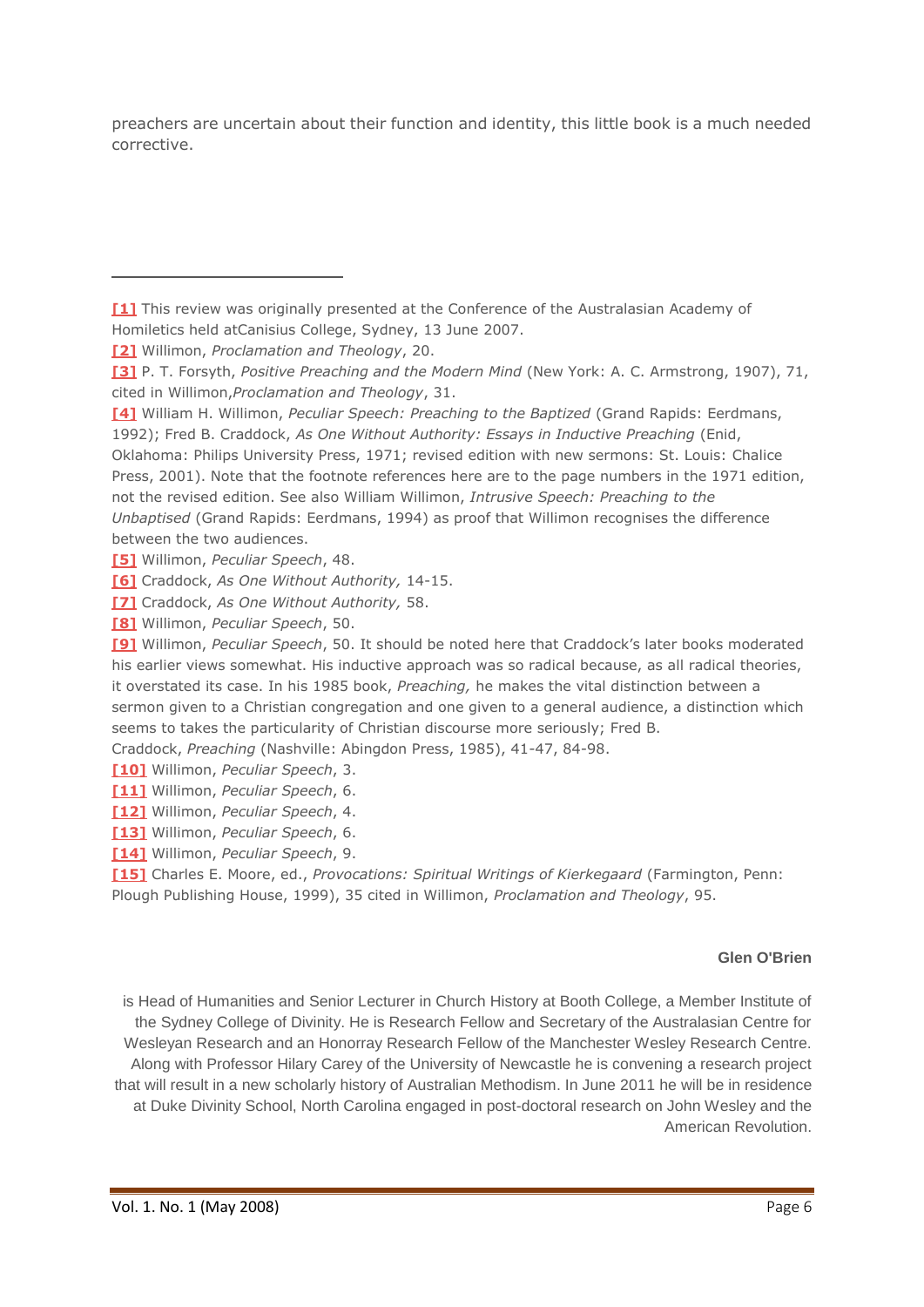preachers are uncertain about their function and identity, this little book is a much needed corrective.

---

[1] This review was originally presented at the Conference of the Australasian Academy of Homiletics held atCanisius College, Sydney, 13 June 2007.

[2] Willimon, *Proclamation and Theology*, 20.

[3] P. T. Forsyth, *Positive Preaching and the Modern Mind* (New York: A. C. Armstrong, 1907), 71, cited in Willimon,*Proclamation and Theology*, 31.

[4] William H. Willimon, *Peculiar Speech: Preaching to the Baptized* (Grand Rapids: Eerdmans, 1992); Fred B. Craddock, *As One Without Authority: Essays in Inductive Preaching* (Enid, Oklahoma: Philips University Press, 1971; revised edition with new sermons: St. Louis: Chalice Press, 2001). Note that the footnote references here are to the page numbers in the 1971 edition, not the revised edition. See also William Willimon, *Intrusive Speech: Preaching to the Unbaptised* (Grand Rapids: Eerdmans, 1994) as proof that Willimon recognises the difference between the two audiences.

[5] Willimon, *Peculiar Speech*, 48.

[6] Craddock, *As One Without Authority,* 14-15.

[7] Craddock, *As One Without Authority,* 58.

[8] Willimon, *Peculiar Speech*, 50.

[9] Willimon, *Peculiar Speech*, 50. It should be noted here that Craddock's later books moderated his earlier views somewhat. His inductive approach was so radical because, as all radical theories, it overstated its case. In his 1985 book, *Preaching,* he makes the vital distinction between a sermon given to a Christian congregation and one given to a general audience, a distinction which seems to takes the particularity of Christian discourse more seriously; Fred B. Craddock, *Preaching* (Nashville: Abingdon Press, 1985), 41-47, 84-98.

[10] Willimon, *Peculiar Speech*, 3.

[11] Willimon, *Peculiar Speech*, 6.

[12] Willimon, *Peculiar Speech*, 4.

[13] Willimon, *Peculiar Speech*, 6.

[14] Willimon, *Peculiar Speech*, 9.

[15] Charles E. Moore, ed., *Provocations: Spiritual Writings of Kierkegaard* (Farmington, Penn: Plough Publishing House, 1999), 35 cited in Willimon, *Proclamation and Theology*, 95.

**Glen O'Brien**

is Head of Humanities and Senior Lecturer in Church History at Booth College, a Member Institute of the Sydney College of Divinity. He is Research Fellow and Secretary of the Australasian Centre for Wesleyan Research and an Honorray Research Fellow of the Manchester Wesley Research Centre. Along with Professor Hilary Carey of the University of Newcastle he is convening a research project that will result in a new scholarly history of Australian Methodism. In June 2011 he will be in residence at Duke Divinity School, North Carolina engaged in post-doctoral research on John Wesley and the American Revolution.